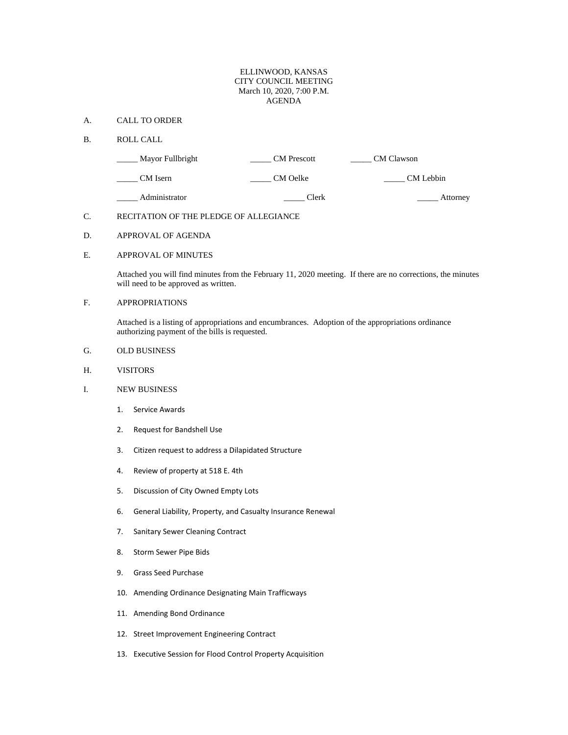ELLINWOOD, KANSAS
CITY COUNCIL MEETING
March 10, 2020, 7:00 P.M.
AGENDA

A. CALL TO ORDER

B. ROLL CALL

| | | |
|---|---|---|
| _____ Mayor Fullbright | _____ CM Prescott | _____ CM Clawson |
| _____ CM Isern | _____ CM Oelke | _____ CM Lebbin |
| _____ Administrator | _____ Clerk | _____ Attorney |

C. RECITATION OF THE PLEDGE OF ALLEGIANCE

D. APPROVAL OF AGENDA

E. APPROVAL OF MINUTES

Attached you will find minutes from the February 11, 2020 meeting. If there are no corrections, the minutes will need to be approved as written.

F. APPROPRIATIONS

Attached is a listing of appropriations and encumbrances. Adoption of the appropriations ordinance authorizing payment of the bills is requested.

G. OLD BUSINESS

H. VISITORS

I. NEW BUSINESS

1. Service Awards
2. Request for Bandshell Use
3. Citizen request to address a Dilapidated Structure
4. Review of property at 518 E. 4th
5. Discussion of City Owned Empty Lots
6. General Liability, Property, and Casualty Insurance Renewal
7. Sanitary Sewer Cleaning Contract
8. Storm Sewer Pipe Bids
9. Grass Seed Purchase
10. Amending Ordinance Designating Main Trafficways
11. Amending Bond Ordinance
12. Street Improvement Engineering Contract
13. Executive Session for Flood Control Property Acquisition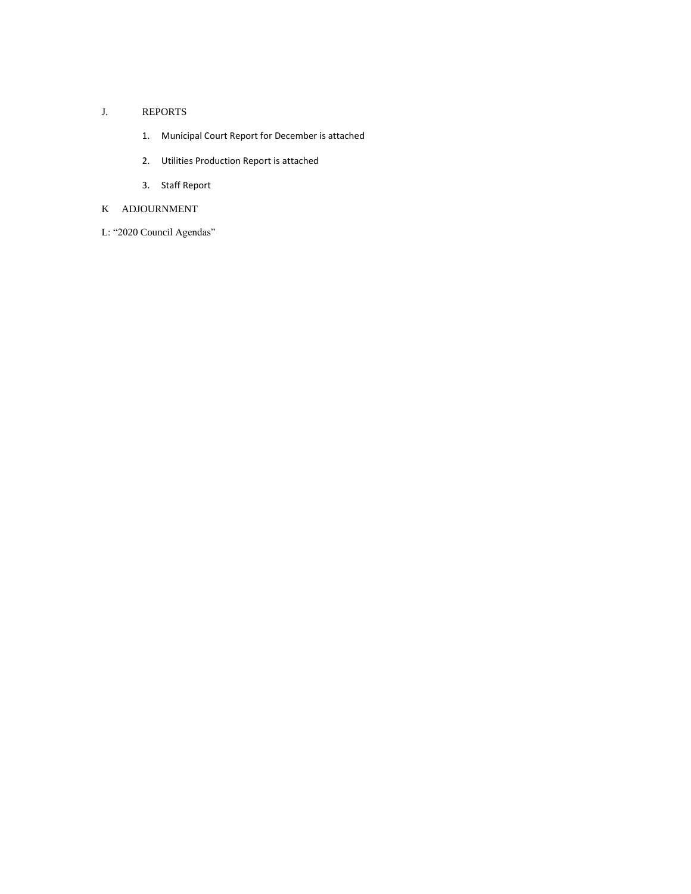J. REPORTS

1. Municipal Court Report for December is attached

2. Utilities Production Report is attached

3. Staff Report

K ADJOURNMENT

L: “2020 Council Agendas”